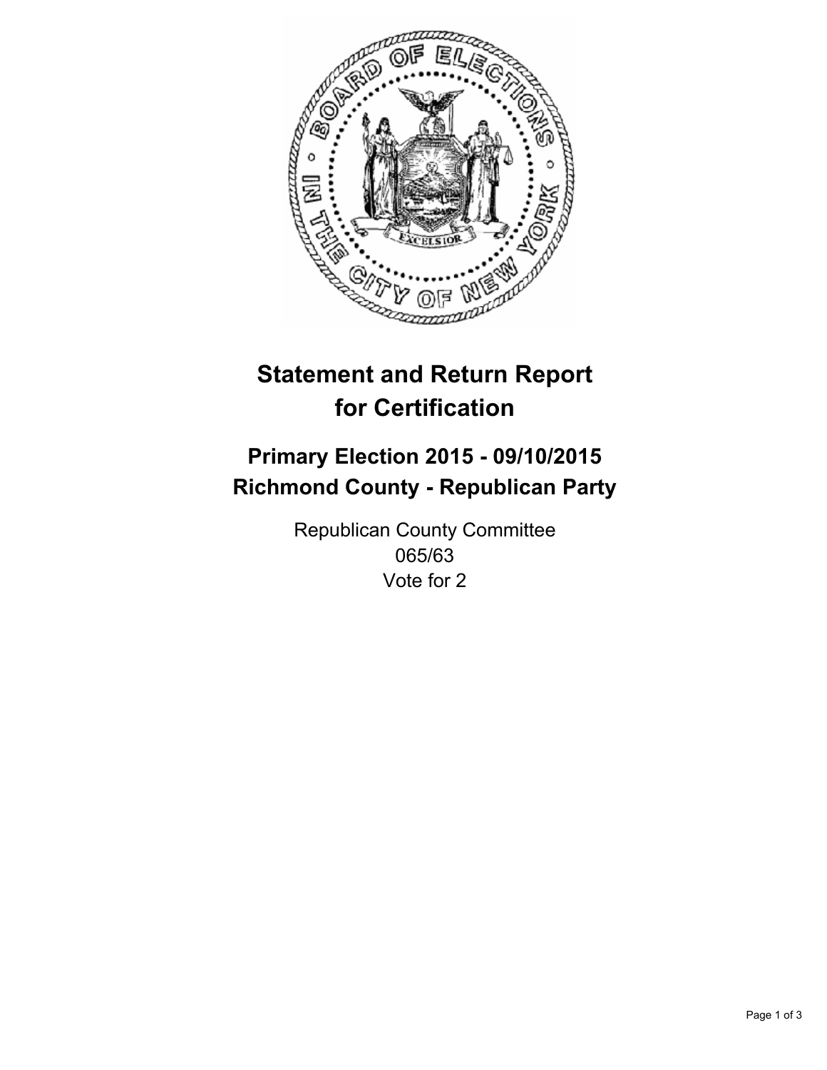# Statement and Return Report for Certification

## Primary Election 2015 - 09/10/2015
## Richmond County - Republican Party

Republican County Committee
065/63
Vote for 2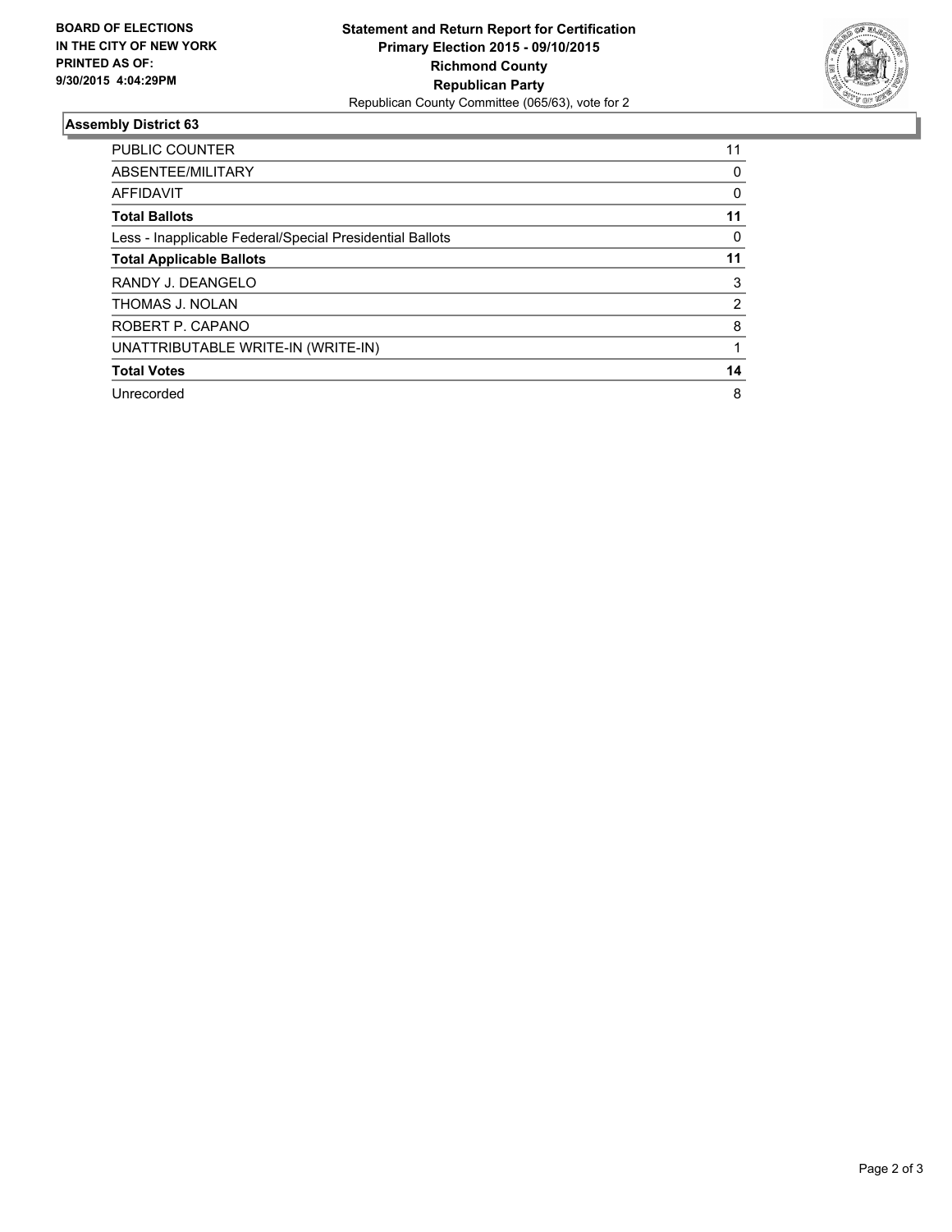**BOARD OF ELECTIONS IN THE CITY OF NEW YORK PRINTED AS OF: 9/30/2015 4:04:29PM**

**Statement and Return Report for Certification**
**Primary Election 2015 - 09/10/2015**
**Richmond County**
**Republican Party**
Republican County Committee (065/63), vote for 2

## Assembly District 63

| | |
|---|---|
| PUBLIC COUNTER | 11 |
| ABSENTEE/MILITARY | 0 |
| AFFIDAVIT | 0 |
| **Total Ballots** | **11** |
| Less - Inapplicable Federal/Special Presidential Ballots | 0 |
| **Total Applicable Ballots** | **11** |
| RANDY J. DEANGELO | 3 |
| THOMAS J. NOLAN | 2 |
| ROBERT P. CAPANO | 8 |
| UNATTRIBUTABLE WRITE-IN (WRITE-IN) | 1 |
| **Total Votes** | **14** |
| Unrecorded | 8 |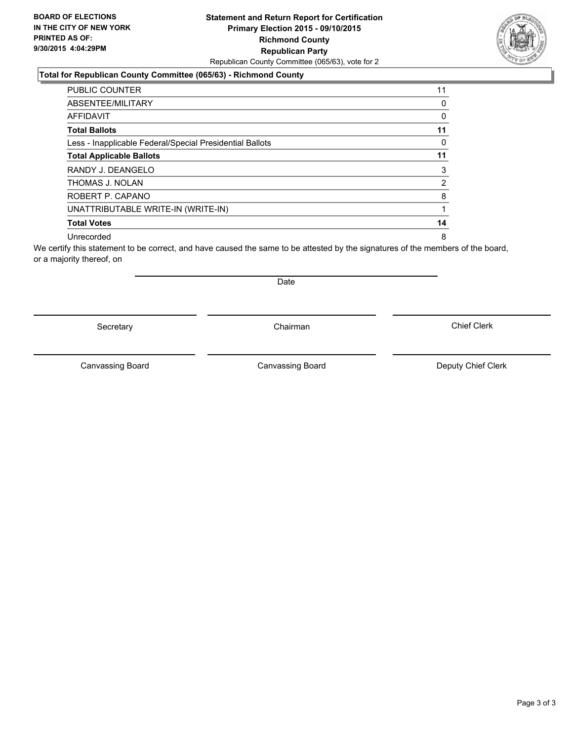**BOARD OF ELECTIONS IN THE CITY OF NEW YORK PRINTED AS OF: 9/30/2015 4:04:29PM**

**Statement and Return Report for Certification**
**Primary Election 2015 - 09/10/2015**
**Richmond County**
**Republican Party**
Republican County Committee (065/63), vote for 2

### Total for Republican County Committee (065/63) - Richmond County

| | |
|---|---|
| PUBLIC COUNTER | 11 |
| ABSENTEE/MILITARY | 0 |
| AFFIDAVIT | 0 |
| **Total Ballots** | **11** |
| Less - Inapplicable Federal/Special Presidential Ballots | 0 |
| **Total Applicable Ballots** | **11** |
| RANDY J. DEANGELO | 3 |
| THOMAS J. NOLAN | 2 |
| ROBERT P. CAPANO | 8 |
| UNATTRIBUTABLE WRITE-IN (WRITE-IN) | 1 |
| **Total Votes** | **14** |
| Unrecorded | 8 |

We certify this statement to be correct, and have caused the same to be attested by the signatures of the members of the board, or a majority thereof, on

Date

Secretary

Chairman

Chief Clerk

Canvassing Board

Canvassing Board

Deputy Chief Clerk